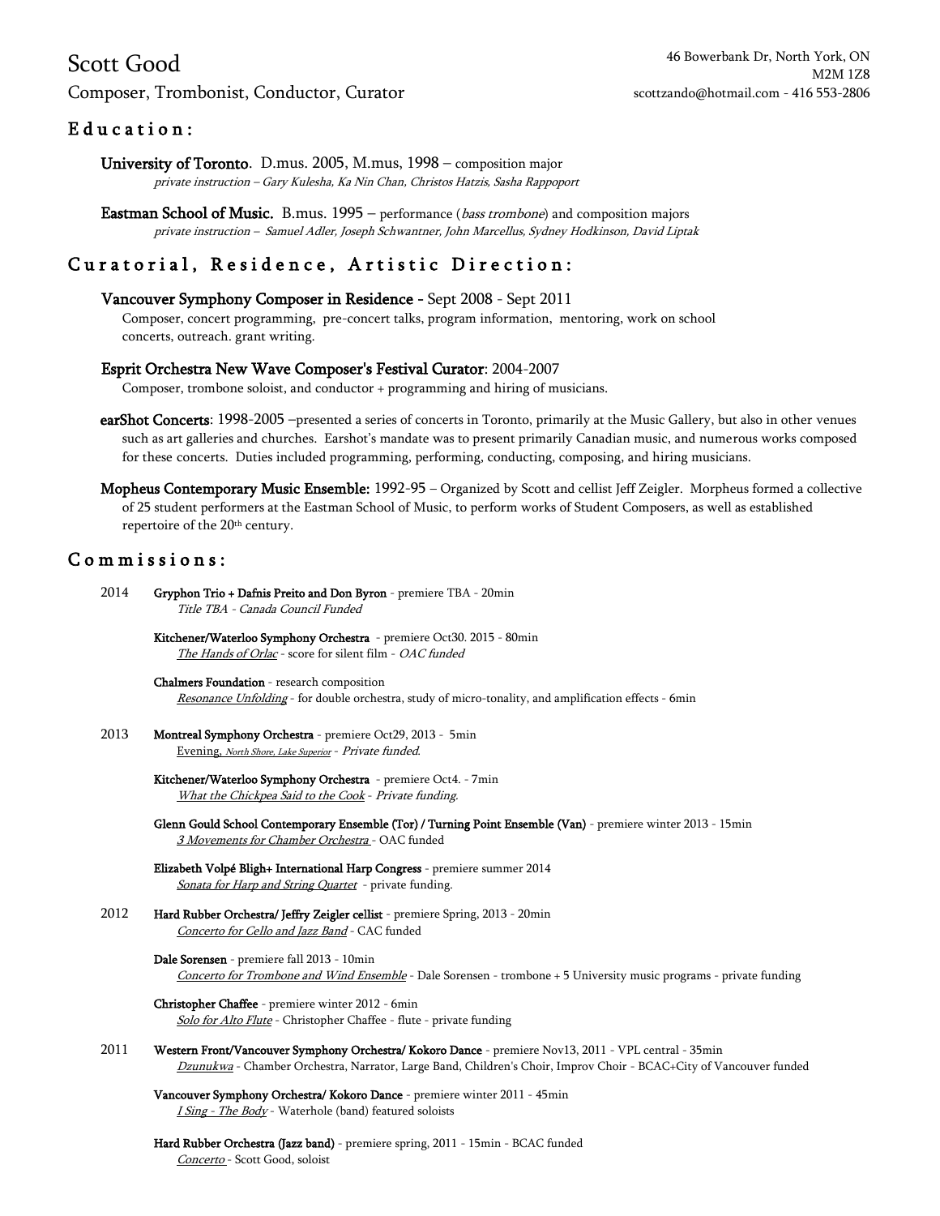# Scott Good

Composer, Trombonist, Conductor, Curator

46 Bowerbank Dr, North York, ON
M2M 1Z8
scottzando@hotmail.com - 416 553-2806

## Education:

**University of Toronto**. D.mus. 2005, M.mus, 1998 – composition major
*private instruction – Gary Kulesha, Ka Nin Chan, Christos Hatzis, Sasha Rappoport*

**Eastman School of Music.** B.mus. 1995 – performance (*bass trombone*) and composition majors
*private instruction – Samuel Adler, Joseph Schwantner, John Marcellus, Sydney Hodkinson, David Liptak*

## Curatorial, Residence, Artistic Direction:

**Vancouver Symphony Composer in Residence -** Sept 2008 - Sept 2011
Composer, concert programming, pre-concert talks, program information, mentoring, work on school concerts, outreach. grant writing.

**Esprit Orchestra New Wave Composer's Festival Curator**: 2004-2007
Composer, trombone soloist, and conductor + programming and hiring of musicians.

**earShot Concerts**: 1998-2005 –presented a series of concerts in Toronto, primarily at the Music Gallery, but also in other venues such as art galleries and churches. Earshot's mandate was to present primarily Canadian music, and numerous works composed for these concerts. Duties included programming, performing, conducting, composing, and hiring musicians.

**Mopheus Contemporary Music Ensemble:** 1992-95 – Organized by Scott and cellist Jeff Zeigler. Morpheus formed a collective of 25 student performers at the Eastman School of Music, to perform works of Student Composers, as well as established repertoire of the 20th century.

## Commissions:

**2014**

**Gryphon Trio + Dafnis Preito and Don Byron** - premiere TBA - 20min
*Title TBA - Canada Council Funded*

**Kitchener/Waterloo Symphony Orchestra** - premiere Oct30. 2015 - 80min
*The Hands of Orlac* - score for silent film - *OAC funded*

**Chalmers Foundation** - research composition
*Resonance Unfolding* - for double orchestra, study of micro-tonality, and amplification effects - 6min

**2013**

**Montreal Symphony Orchestra** - premiere Oct29, 2013 - 5min
Evening, *North Shore, Lake Superior* - *Private funded.*

**Kitchener/Waterloo Symphony Orchestra** - premiere Oct4. - 7min
*What the Chickpea Said to the Cook* - *Private funding.*

**Glenn Gould School Contemporary Ensemble (Tor) / Turning Point Ensemble (Van)** - premiere winter 2013 - 15min
*3 Movements for Chamber Orchestra* - OAC funded

**Elizabeth Volpé Bligh+ International Harp Congress** - premiere summer 2014
*Sonata for Harp and String Quartet* - private funding.

**2012**

**Hard Rubber Orchestra/ Jeffry Zeigler cellist** - premiere Spring, 2013 - 20min
*Concerto for Cello and Jazz Band* - CAC funded

**Dale Sorensen** - premiere fall 2013 - 10min
*Concerto for Trombone and Wind Ensemble* - Dale Sorensen - trombone + 5 University music programs - private funding

**Christopher Chaffee** - premiere winter 2012 - 6min
*Solo for Alto Flute* - Christopher Chaffee - flute - private funding

**2011**

**Western Front/Vancouver Symphony Orchestra/ Kokoro Dance** - premiere Nov13, 2011 - VPL central - 35min
*Dzunukwa* - Chamber Orchestra, Narrator, Large Band, Children's Choir, Improv Choir - BCAC+City of Vancouver funded

**Vancouver Symphony Orchestra/ Kokoro Dance** - premiere winter 2011 - 45min
*I Sing - The Body* - Waterhole (band) featured soloists

**Hard Rubber Orchestra (Jazz band)** - premiere spring, 2011 - 15min - BCAC funded
*Concerto* - Scott Good, soloist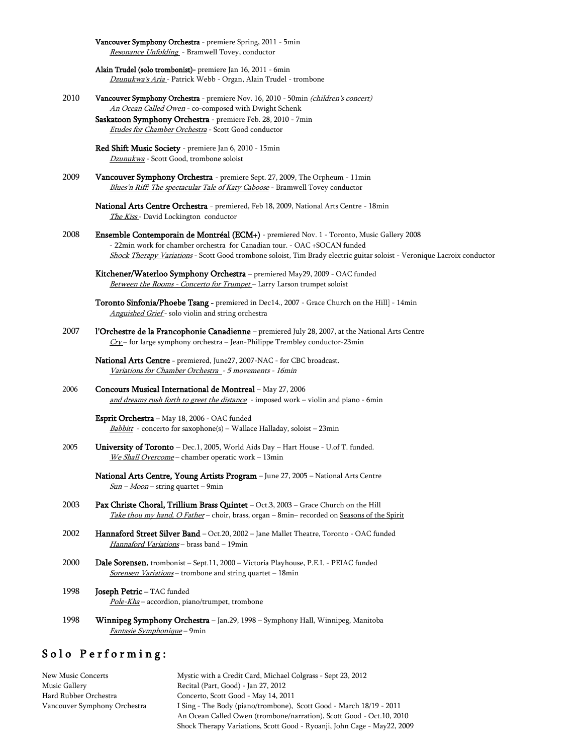**Vancouver Symphony Orchestra** - premiere Spring, 2011 - 5min
*Resonance Unfolding* - Bramwell Tovey, conductor

**Alain Trudel (solo trombonist)**- premiere Jan 16, 2011 - 6min
*Dzunukwa's Aria* - Patrick Webb - Organ, Alain Trudel - trombone

2010 **Vancouver Symphony Orchestra** - premiere Nov. 16, 2010 - 50min *(children's concert)*
*An Ocean Called Owen* - co-composed with Dwight Schenk
**Saskatoon Symphony Orchestra** - premiere Feb. 28, 2010 - 7min
*Etudes for Chamber Orchestra* - Scott Good conductor

**Red Shift Music Society** - premiere Jan 6, 2010 - 15min
*Dzunukwa* - Scott Good, trombone soloist

2009 **Vancouver Symphony Orchestra** - premiere Sept. 27, 2009, The Orpheum - 11min
*Blues'n Riff: The spectacular Tale of Katy Caboose* - Bramwell Tovey conductor

**National Arts Centre Orchestra** - premiered, Feb 18, 2009, National Arts Centre - 18min
*The Kiss* - David Lockington conductor

2008 **Ensemble Contemporain de Montréal (ECM+)** - premiered Nov. 1 - Toronto, Music Gallery 2008
- 22min work for chamber orchestra for Canadian tour. - OAC +SOCAN funded
*Shock Therapy Variations* - Scott Good trombone soloist, Tim Brady electric guitar soloist - Veronique Lacroix conductor

**Kitchener/Waterloo Symphony Orchestra** – premiered May29, 2009 - OAC funded
*Between the Rooms - Concerto for Trumpet* – Larry Larson trumpet soloist

**Toronto Sinfonia/Phoebe Tsang** - premiered in Dec14., 2007 - Grace Church on the Hill] - 14min
*Anguished Grief* - solo violin and string orchestra

2007 **l'Orchestre de la Francophonie Canadienne** – premiered July 28, 2007, at the National Arts Centre
*Cry* – for large symphony orchestra – Jean-Philippe Trembley conductor-23min

**National Arts Centre** - premiered, June27, 2007-NAC - for CBC broadcast.
*Variations for Chamber Orchestra - 5 movements - 16min*

2006 **Concours Musical International de Montreal** – May 27, 2006
*and dreams rush forth to greet the distance* - imposed work – violin and piano - 6min

**Esprit Orchestra** – May 18, 2006 - OAC funded
*Babbitt* - concerto for saxophone(s) – Wallace Halladay, soloist – 23min

2005 **University of Toronto** – Dec.1, 2005, World Aids Day – Hart House - U.of T. funded.
*We Shall Overcome* – chamber operatic work – 13min

**National Arts Centre, Young Artists Program** – June 27, 2005 – National Arts Centre
*Sun – Moon* – string quartet – 9min

2003 **Pax Christe Choral, Trillium Brass Quintet** – Oct.3, 2003 – Grace Church on the Hill
*Take thou my hand, O Father* – choir, brass, organ – 8min– recorded on Seasons of the Spirit

2002 **Hannaford Street Silver Band** – Oct.20, 2002 – Jane Mallet Theatre, Toronto - OAC funded
*Hannaford Variations* – brass band – 19min

2000 **Dale Sorensen**, trombonist – Sept.11, 2000 – Victoria Playhouse, P.E.I. - PEIAC funded
*Sorensen Variations* – trombone and string quartet – 18min

1998 **Joseph Petric** – TAC funded
*Pole-Kha* – accordion, piano/trumpet, trombone

1998 **Winnipeg Symphony Orchestra** – Jan.29, 1998 – Symphony Hall, Winnipeg, Manitoba
*Fantasie Symphonique* – 9min

## Solo Performing:

| | |
|---|---|
| New Music Concerts | Mystic with a Credit Card, Michael Colgrass - Sept 23, 2012 |
| Music Gallery | Recital (Part, Good) - Jan 27, 2012 |
| Hard Rubber Orchestra | Concerto, Scott Good - May 14, 2011 |
| Vancouver Symphony Orchestra | I Sing - The Body (piano/trombone), Scott Good - March 18/19 - 2011 |
| | An Ocean Called Owen (trombone/narration), Scott Good - Oct.10, 2010 |
| | Shock Therapy Variations, Scott Good - Ryoanji, John Cage - May22, 2009 |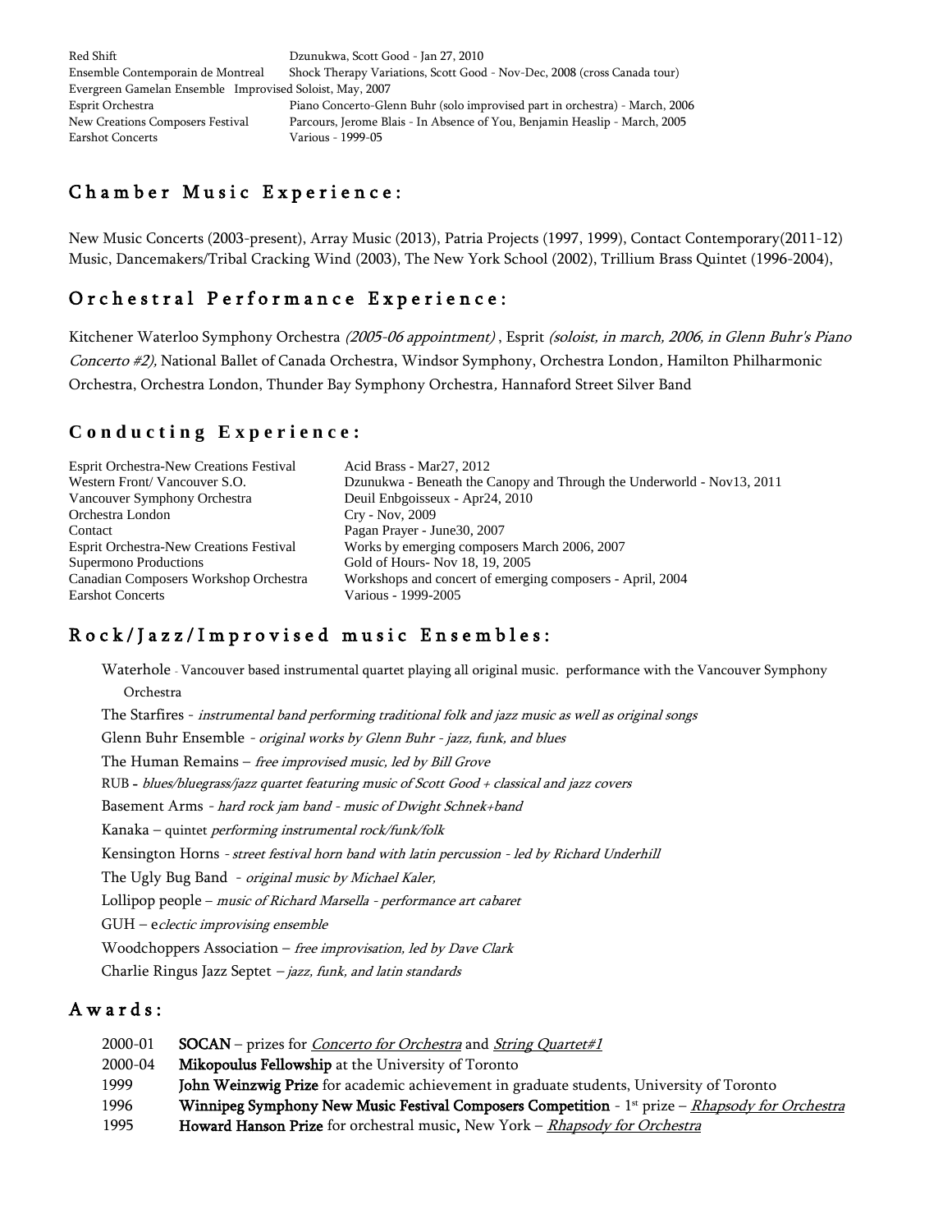| | |
|---|---|
| Red Shift | Dzunukwa, Scott Good - Jan 27, 2010 |
| Ensemble Contemporain de Montreal | Shock Therapy Variations, Scott Good - Nov-Dec, 2008 (cross Canada tour) |
| Evergreen Gamelan Ensemble | Improvised Soloist, May, 2007 |
| Esprit Orchestra | Piano Concerto-Glenn Buhr (solo improvised part in orchestra) - March, 2006 |
| New Creations Composers Festival | Parcours, Jerome Blais - In Absence of You, Benjamin Heaslip - March, 2005 |
| Earshot Concerts | Various - 1999-05 |

## Chamber Music Experience:

New Music Concerts (2003-present), Array Music (2013), Patria Projects (1997, 1999), Contact Contemporary(2011-12) Music, Dancemakers/Tribal Cracking Wind (2003), The New York School (2002), Trillium Brass Quintet (1996-2004),

## Orchestral Performance Experience:

Kitchener Waterloo Symphony Orchestra *(2005-06 appointment)* , Esprit *(soloist, in march, 2006, in Glenn Buhr's Piano Concerto #2),* National Ballet of Canada Orchestra, Windsor Symphony, Orchestra London, Hamilton Philharmonic Orchestra, Orchestra London, Thunder Bay Symphony Orchestra, Hannaford Street Silver Band

## Conducting Experience:

| | |
|---|---|
| Esprit Orchestra-New Creations Festival | Acid Brass - Mar27, 2012 |
| Western Front/ Vancouver S.O. | Dzunukwa - Beneath the Canopy and Through the Underworld - Nov13, 2011 |
| Vancouver Symphony Orchestra | Deuil Enbgoisseux - Apr24, 2010 |
| Orchestra London | Cry - Nov, 2009 |
| Contact | Pagan Prayer - June30, 2007 |
| Esprit Orchestra-New Creations Festival | Works by emerging composers March 2006, 2007 |
| Supermono Productions | Gold of Hours- Nov 18, 19, 2005 |
| Canadian Composers Workshop Orchestra | Workshops and concert of emerging composers - April, 2004 |
| Earshot Concerts | Various - 1999-2005 |

## Rock/Jazz/Improvised music Ensembles:

Waterhole - Vancouver based instrumental quartet playing all original music. performance with the Vancouver Symphony Orchestra

The Starfires - *instrumental band performing traditional folk and jazz music as well as original songs*

Glenn Buhr Ensemble - *original works by Glenn Buhr - jazz, funk, and blues*

The Human Remains – *free improvised music, led by Bill Grove*

RUB - *blues/bluegrass/jazz quartet featuring music of Scott Good + classical and jazz covers*

Basement Arms - *hard rock jam band - music of Dwight Schnek+band*

Kanaka – quintet *performing instrumental rock/funk/folk*

Kensington Horns - *street festival horn band with latin percussion - led by Richard Underhill*

The Ugly Bug Band - *original music by Michael Kaler,*

Lollipop people – *music of Richard Marsella - performance art cabaret*

GUH – e*clectic improvising ensemble*

Woodchoppers Association – *free improvisation, led by Dave Clark*

Charlie Ringus Jazz Septet – *jazz, funk, and latin standards*

## Awards:

| | |
|---|---|
| 2000-01 | **SOCAN** – prizes for *Concerto for Orchestra* and *String Quartet#1* |
| 2000-04 | **Mikopoulus Fellowship** at the University of Toronto |
| 1999 | **John Weinzwig Prize** for academic achievement in graduate students, University of Toronto |
| 1996 | **Winnipeg Symphony New Music Festival Composers Competition** - 1st prize – *Rhapsody for Orchestra* |
| 1995 | **Howard Hanson Prize** for orchestral music, New York – *Rhapsody for Orchestra* |